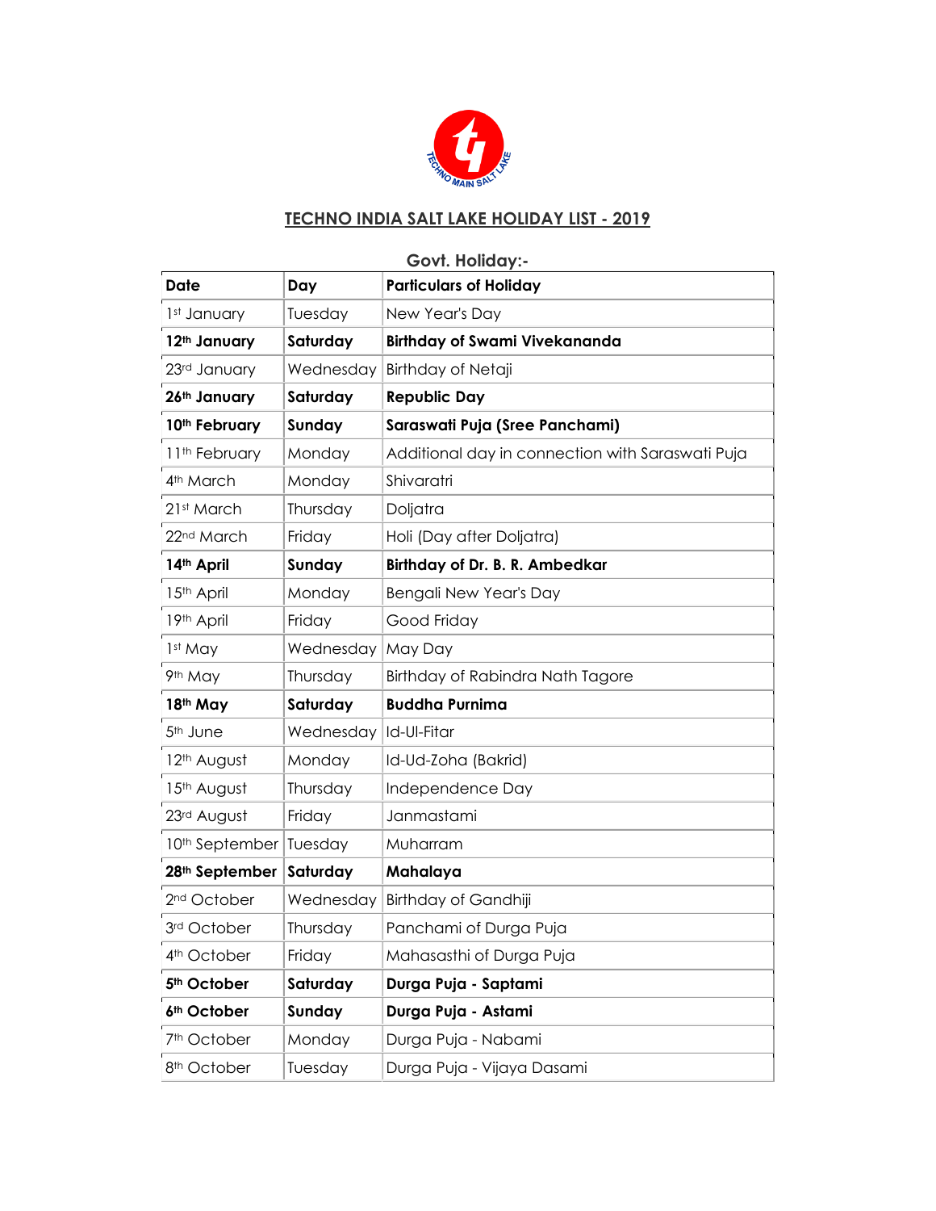# TECHNO INDIA SALT LAKE HOLIDAY LIST - 2019

## Govt. Holiday:-

| Date | Day | Particulars of Holiday |
|---|---|---|
| 1st January | Tuesday | New Year's Day |
| **12th January** | **Saturday** | **Birthday of Swami Vivekananda** |
| 23rd January | Wednesday | Birthday of Netaji |
| **26th January** | **Saturday** | **Republic Day** |
| **10th February** | **Sunday** | **Saraswati Puja (Sree Panchami)** |
| 11th February | Monday | Additional day in connection with Saraswati Puja |
| 4th March | Monday | Shivaratri |
| 21st March | Thursday | Doljatra |
| 22nd March | Friday | Holi (Day after Doljatra) |
| **14th April** | **Sunday** | **Birthday of Dr. B. R. Ambedkar** |
| 15th April | Monday | Bengali New Year's Day |
| 19th April | Friday | Good Friday |
| 1st May | Wednesday | May Day |
| 9th May | Thursday | Birthday of Rabindra Nath Tagore |
| **18th May** | **Saturday** | **Buddha Purnima** |
| 5th June | Wednesday | Id-Ul-Fitar |
| 12th August | Monday | Id-Ud-Zoha (Bakrid) |
| 15th August | Thursday | Independence Day |
| 23rd August | Friday | Janmastami |
| 10th September | Tuesday | Muharram |
| **28th September** | **Saturday** | **Mahalaya** |
| 2nd October | Wednesday | Birthday of Gandhiji |
| 3rd October | Thursday | Panchami of Durga Puja |
| 4th October | Friday | Mahasasthi of Durga Puja |
| **5th October** | **Saturday** | **Durga Puja - Saptami** |
| **6th October** | **Sunday** | **Durga Puja - Astami** |
| 7th October | Monday | Durga Puja - Nabami |
| 8th October | Tuesday | Durga Puja - Vijaya Dasami |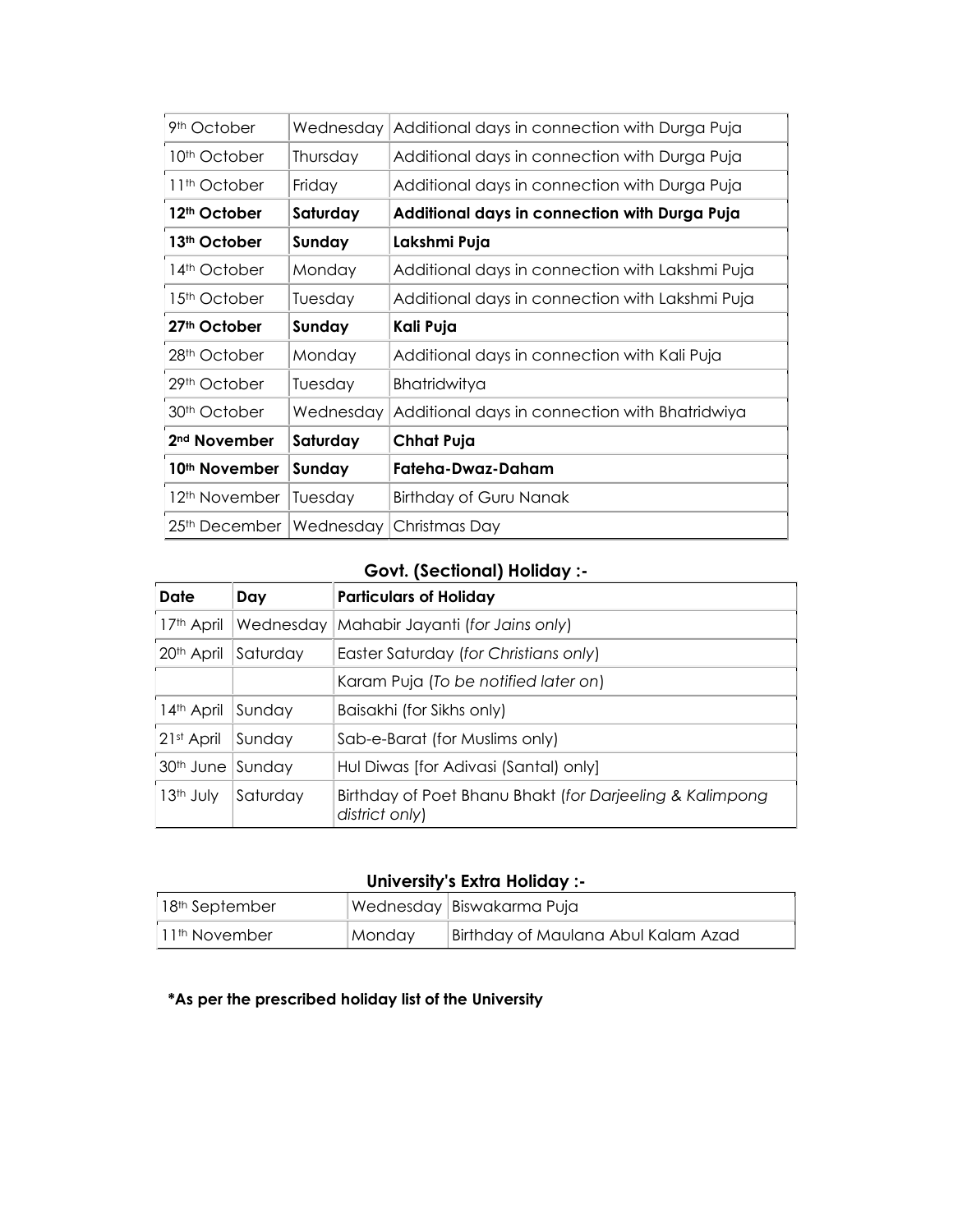| | | |
|---|---|---|
| 9th October | Wednesday | Additional days in connection with Durga Puja |
| 10th October | Thursday | Additional days in connection with Durga Puja |
| 11th October | Friday | Additional days in connection with Durga Puja |
| **12th October** | **Saturday** | **Additional days in connection with Durga Puja** |
| **13th October** | **Sunday** | **Lakshmi Puja** |
| 14th October | Monday | Additional days in connection with Lakshmi Puja |
| 15th October | Tuesday | Additional days in connection with Lakshmi Puja |
| **27th October** | **Sunday** | **Kali Puja** |
| 28th October | Monday | Additional days in connection with Kali Puja |
| 29th October | Tuesday | Bhatridwitya |
| 30th October | Wednesday | Additional days in connection with Bhatridwiya |
| **2nd November** | **Saturday** | **Chhat Puja** |
| **10th November** | **Sunday** | **Fateha-Dwaz-Daham** |
| 12th November | Tuesday | Birthday of Guru Nanak |
| 25th December | Wednesday | Christmas Day |

## Govt. (Sectional) Holiday :-

| Date | Day | Particulars of Holiday |
|---|---|---|
| 17th April | Wednesday | Mahabir Jayanti (*for Jains only*) |
| 20th April | Saturday | Easter Saturday (*for Christians only*) |
| | | Karam Puja (*To be notified later on*) |
| 14th April | Sunday | Baisakhi (for Sikhs only) |
| 21st April | Sunday | Sab-e-Barat (for Muslims only) |
| 30th June | Sunday | Hul Diwas [for Adivasi (Santal) only] |
| 13th July | Saturday | Birthday of Poet Bhanu Bhakt (*for Darjeeling & Kalimpong district only*) |

## University's Extra Holiday :-

| | | |
|---|---|---|
| 18th September | Wednesday | Biswakarma Puja |
| 11th November | Monday | Birthday of Maulana Abul Kalam Azad |

**\*As per the prescribed holiday list of the University**